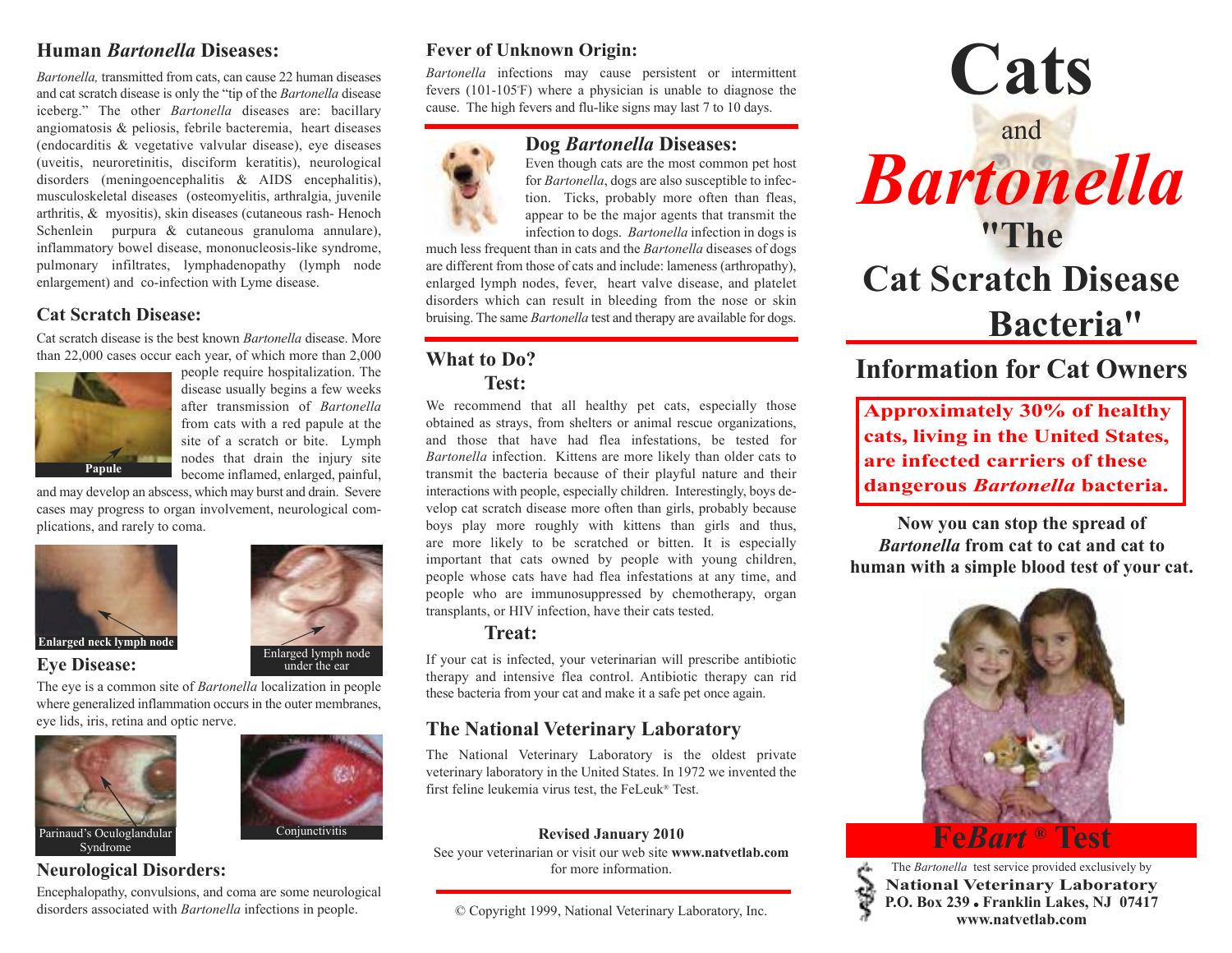## Human *Bartonella* Diseases:

*Bartonella,* transmitted from cats, can cause 22 human diseases and cat scratch disease is only the "tip of the *Bartonella* disease iceberg." The other *Bartonella* diseases are: bacillary angiomatosis & peliosis, febrile bacteremia, heart diseases (endocarditis & vegetative valvular disease), eye diseases (uveitis, neuroretinitis, disciform keratitis), neurological disorders (meningoencephalitis & AIDS encephalitis), musculoskeletal diseases (osteomyelitis, arthralgia, juvenile arthritis, & myositis), skin diseases (cutaneous rash- Henoch Schenlein purpura & cutaneous granuloma annulare), inflammatory bowel disease, mononucleosis-like syndrome, pulmonary infiltrates, lymphadenopathy (lymph node enlargement) and co-infection with Lyme disease.

## Cat Scratch Disease:

Cat scratch disease is the best known *Bartonella* disease. More than 22,000 cases occur each year, of which more than 2,000 people require hospitalization. The disease usually begins a few weeks after transmission of *Bartonella* from cats with a red papule at the site of a scratch or bite. Lymph nodes that drain the injury site become inflamed, enlarged, painful, and may develop an abscess, which may burst and drain. Severe cases may progress to organ involvement, neurological complications, and rarely to coma.

Papule

Enlarged neck lymph node

Enlarged lymph node under the ear

## Eye Disease:

The eye is a common site of *Bartonella* localization in people where generalized inflammation occurs in the outer membranes, eye lids, iris, retina and optic nerve.

Parinaud's Oculoglandular Syndrome

Conjunctivitis

## Neurological Disorders:

Encephalopathy, convulsions, and coma are some neurological disorders associated with *Bartonella* infections in people.

## Fever of Unknown Origin:

*Bartonella* infections may cause persistent or intermittent fevers (101-105°F) where a physician is unable to diagnose the cause. The high fevers and flu-like signs may last 7 to 10 days.

## Dog *Bartonella* Diseases:

Even though cats are the most common pet host for *Bartonella*, dogs are also susceptible to infection. Ticks, probably more often than fleas, appear to be the major agents that transmit the infection to dogs. *Bartonella* infection in dogs is much less frequent than in cats and the *Bartonella* diseases of dogs are different from those of cats and include: lameness (arthropathy), enlarged lymph nodes, fever, heart valve disease, and platelet disorders which can result in bleeding from the nose or skin bruising. The same *Bartonella* test and therapy are available for dogs.

## What to Do?

### Test:

We recommend that all healthy pet cats, especially those obtained as strays, from shelters or animal rescue organizations, and those that have had flea infestations, be tested for *Bartonella* infection. Kittens are more likely than older cats to transmit the bacteria because of their playful nature and their interactions with people, especially children. Interestingly, boys develop cat scratch disease more often than girls, probably because boys play more roughly with kittens than girls and thus, are more likely to be scratched or bitten. It is especially important that cats owned by people with young children, people whose cats have had flea infestations at any time, and people who are immunosuppressed by chemotherapy, organ transplants, or HIV infection, have their cats tested.

### Treat:

If your cat is infected, your veterinarian will prescribe antibiotic therapy and intensive flea control. Antibiotic therapy can rid these bacteria from your cat and make it a safe pet once again.

## The National Veterinary Laboratory

The National Veterinary Laboratory is the oldest private veterinary laboratory in the United States. In 1972 we invented the first feline leukemia virus test, the FeLeuk® Test.

**Revised January 2010**

See your veterinarian or visit our web site **www.natvetlab.com** for more information.

© Copyright 1999, National Veterinary Laboratory, Inc.

# Cats and *Bartonella* "The Cat Scratch Disease Bacteria"

## Information for Cat Owners

**Approximately 30% of healthy cats, living in the United States, are infected carriers of these dangerous *Bartonella* bacteria.**

**Now you can stop the spread of *Bartonella* from cat to cat and cat to human with a simple blood test of your cat.**

**Fe*Bart* ® Test**

The *Bartonella* test service provided exclusively by

**National Veterinary Laboratory**
**P.O. Box 239 • Franklin Lakes, NJ 07417**
**www.natvetlab.com**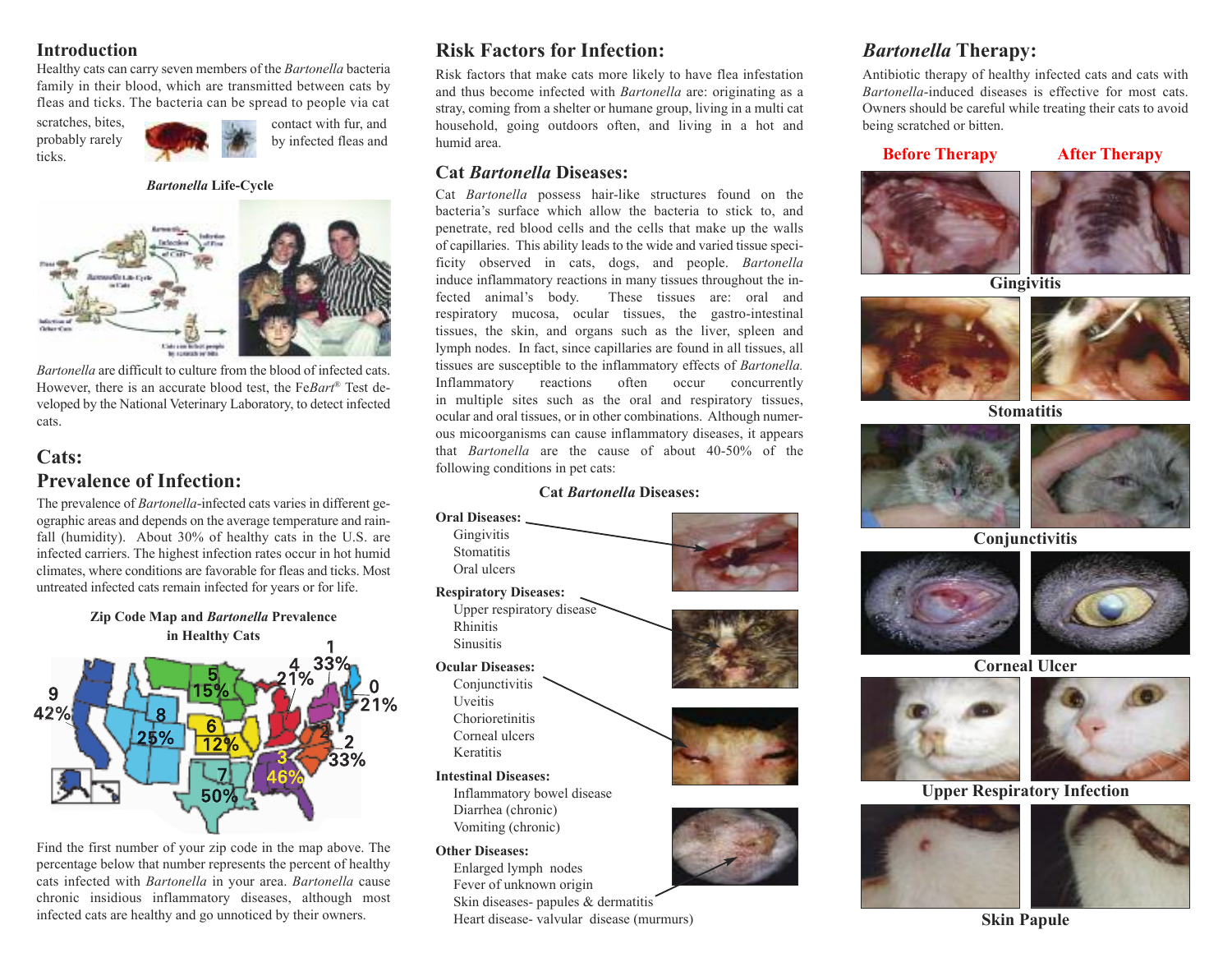## Introduction

Healthy cats can carry seven members of the *Bartonella* bacteria family in their blood, which are transmitted between cats by fleas and ticks. The bacteria can be spread to people via cat scratches, bites, contact with fur, and by infected fleas and probably rarely ticks.

***Bartonella* Life-Cycle**

*Bartonella* are difficult to culture from the blood of infected cats. However, there is an accurate blood test, the Fe*Bart*® Test developed by the National Veterinary Laboratory, to detect infected cats.

## Cats: Prevalence of Infection:

The prevalence of *Bartonella*-infected cats varies in different geographic areas and depends on the average temperature and rainfall (humidity). About 30% of healthy cats in the U.S. are infected carriers. The highest infection rates occur in hot humid climates, where conditions are favorable for fleas and ticks. Most untreated infected cats remain infected for years or for life.

**Zip Code Map and *Bartonella* Prevalence in Healthy Cats**

9 42%
8 25%
5 15%
6 12%
7 50%
4 21%
3 46%
1 33%
0 21%
2 33%

Find the first number of your zip code in the map above. The percentage below that number represents the percent of healthy cats infected with *Bartonella* in your area. *Bartonella* cause chronic insidious inflammatory diseases, although most infected cats are healthy and go unnoticed by their owners.

## Risk Factors for Infection:

Risk factors that make cats more likely to have flea infestation and thus become infected with *Bartonella* are: originating as a stray, coming from a shelter or humane group, living in a multi cat household, going outdoors often, and living in a hot and humid area.

## Cat *Bartonella* Diseases:

Cat *Bartonella* possess hair-like structures found on the bacteria's surface which allow the bacteria to stick to, and penetrate, red blood cells and the cells that make up the walls of capillaries. This ability leads to the wide and varied tissue specificity observed in cats, dogs, and people. *Bartonella* induce inflammatory reactions in many tissues throughout the infected animal's body. These tissues are: oral and respiratory mucosa, ocular tissues, the gastro-intestinal tissues, the skin, and organs such as the liver, spleen and lymph nodes. In fact, since capillaries are found in all tissues, all tissues are susceptible to the inflammatory effects of *Bartonella.* Inflammatory reactions often occur concurrently in multiple sites such as the oral and respiratory tissues, ocular and oral tissues, or in other combinations. Although numerous micoorganisms can cause inflammatory diseases, it appears that *Bartonella* are the cause of about 40-50% of the following conditions in pet cats:

**Cat *Bartonella* Diseases:**

**Oral Diseases:**
- Gingivitis
- Stomatitis
- Oral ulcers

**Respiratory Diseases:**
- Upper respiratory disease
- Rhinitis
- Sinusitis

**Ocular Diseases:**
- Conjunctivitis
- Uveitis
- Chorioretinitis
- Corneal ulcers
- Keratitis

**Intestinal Diseases:**
- Inflammatory bowel disease
- Diarrhea (chronic)
- Vomiting (chronic)

**Other Diseases:**
- Enlarged lymph nodes
- Fever of unknown origin
- Skin diseases- papules & dermatitis
- Heart disease- valvular disease (murmurs)

## *Bartonella* Therapy:

Antibiotic therapy of healthy infected cats and cats with *Bartonella*-induced diseases is effective for most cats. Owners should be careful while treating their cats to avoid being scratched or bitten.

**Before Therapy** **After Therapy**

**Gingivitis**

**Stomatitis**

**Conjunctivitis**

**Corneal Ulcer**

**Upper Respiratory Infection**

**Skin Papule**